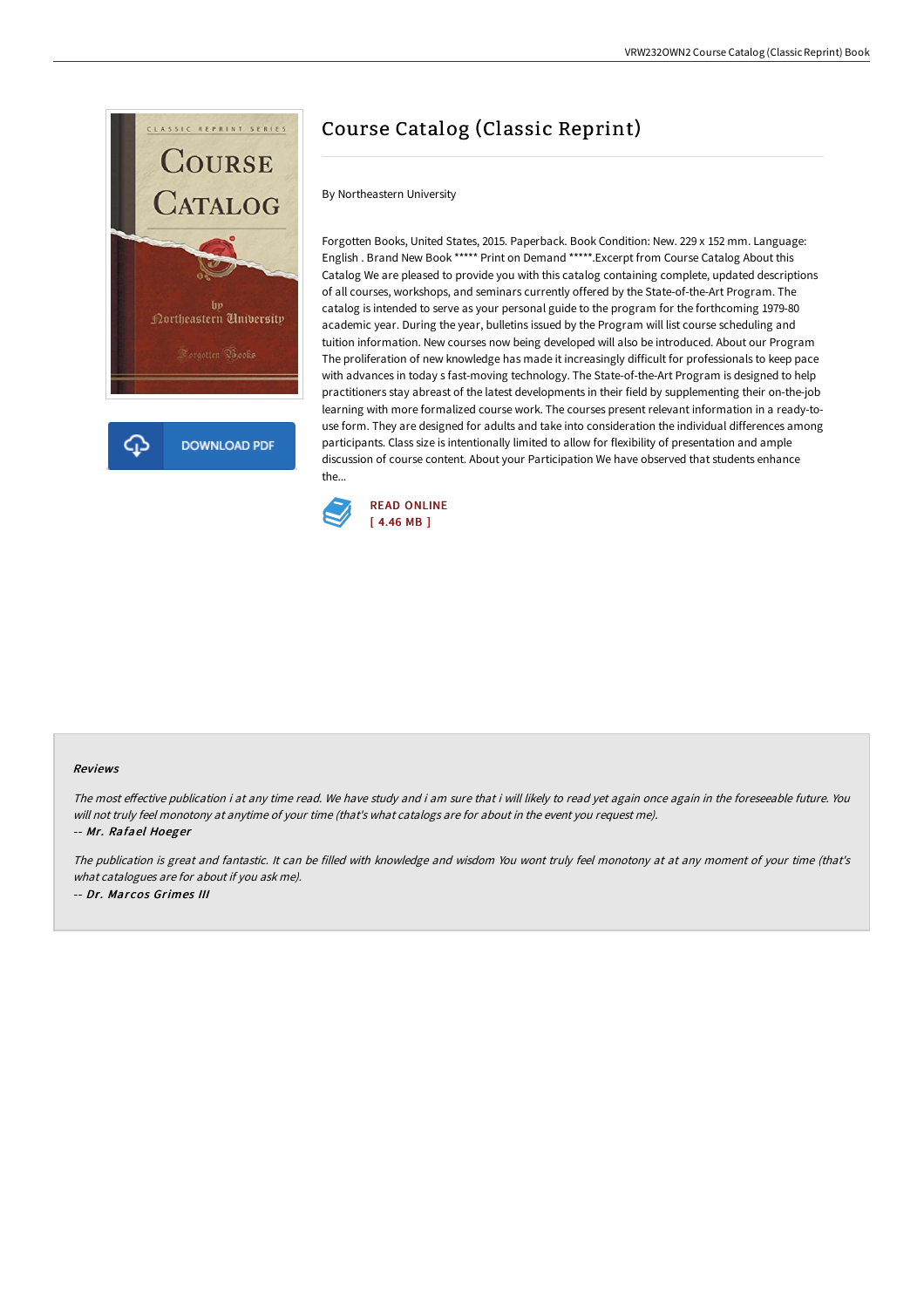# Course Catalog (Classic Reprint)

By Northeastern University

Forgotten Books, United States, 2015. Paperback. Book Condition: New. 229 x 152 mm. Language: English . Brand New Book ***** Print on Demand *****.Excerpt from Course Catalog About this Catalog We are pleased to provide you with this catalog containing complete, updated descriptions of all courses, workshops, and seminars currently offered by the State-of-the-Art Program. The catalog is intended to serve as your personal guide to the program for the forthcoming 1979-80 academic year. During the year, bulletins issued by the Program will list course scheduling and tuition information. New courses now being developed will also be introduced. About our Program The proliferation of new knowledge has made it increasingly difficult for professionals to keep pace with advances in today s fast-moving technology. The State-of-the-Art Program is designed to help practitioners stay abreast of the latest developments in their field by supplementing their on-the-job learning with more formalized course work. The courses present relevant information in a ready-to-use form. They are designed for adults and take into consideration the individual differences among participants. Class size is intentionally limited to allow for flexibility of presentation and ample discussion of course content. About your Participation We have observed that students enhance the...

READ ONLINE
[ 4.46 MB ]

DOWNLOAD PDF

### Reviews

*The most effective publication i at any time read. We have study and i am sure that i will likely to read yet again once again in the foreseeable future. You will not truly feel monotony at anytime of your time (that's what catalogs are for about in the event you request me).*

*-- Mr. Rafael Hoeger*

*The publication is great and fantastic. It can be filled with knowledge and wisdom You wont truly feel monotony at at any moment of your time (that's what catalogues are for about if you ask me).*

*-- Dr. Marcos Grimes III*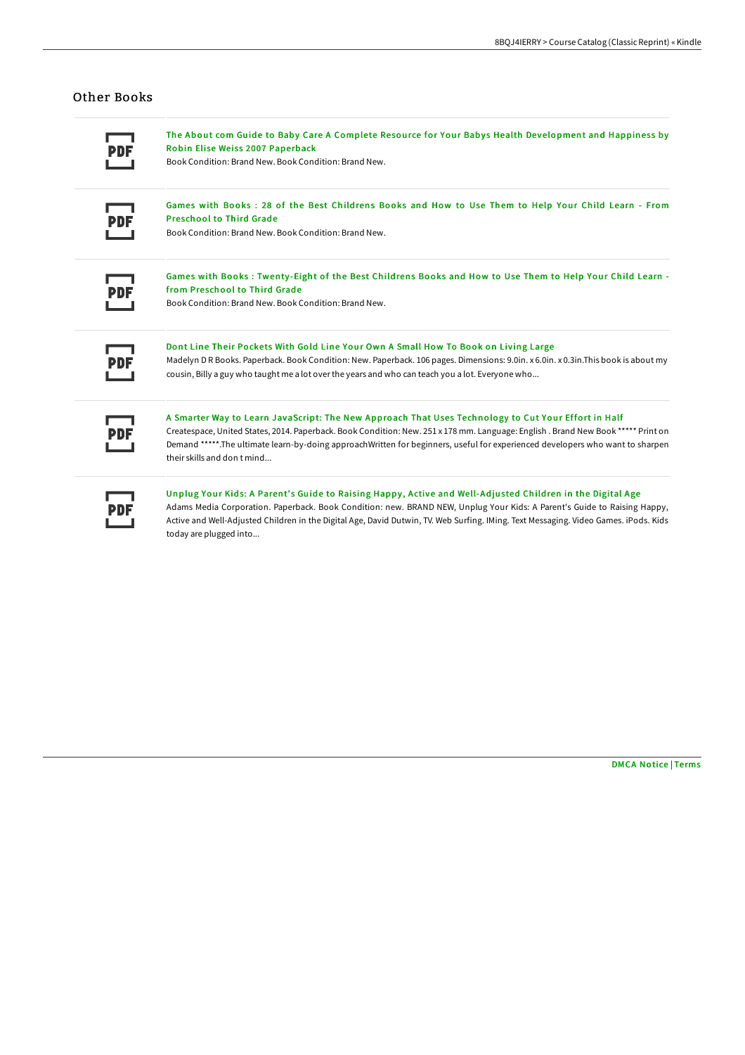## Other Books

**The About com Guide to Baby Care A Complete Resource for Your Babys Health Development and Happiness by Robin Elise Weiss 2007 Paperback**

Book Condition: Brand New. Book Condition: Brand New.

**Games with Books : 28 of the Best Childrens Books and How to Use Them to Help Your Child Learn - From Preschool to Third Grade**

Book Condition: Brand New. Book Condition: Brand New.

**Games with Books : Twenty-Eight of the Best Childrens Books and How to Use Them to Help Your Child Learn - from Preschool to Third Grade**

Book Condition: Brand New. Book Condition: Brand New.

**Dont Line Their Pockets With Gold Line Your Own A Small How To Book on Living Large**

Madelyn D R Books. Paperback. Book Condition: New. Paperback. 106 pages. Dimensions: 9.0in. x 6.0in. x 0.3in.This book is about my cousin, Billy a guy who taught me a lot over the years and who can teach you a lot. Everyone who...

**A Smarter Way to Learn JavaScript: The New Approach That Uses Technology to Cut Your Effort in Half**

Createspace, United States, 2014. Paperback. Book Condition: New. 251 x 178 mm. Language: English . Brand New Book ***** Print on Demand *****.The ultimate learn-by-doing approachWritten for beginners, useful for experienced developers who want to sharpen their skills and don t mind...

**Unplug Your Kids: A Parent's Guide to Raising Happy, Active and Well-Adjusted Children in the Digital Age**

Adams Media Corporation. Paperback. Book Condition: new. BRAND NEW, Unplug Your Kids: A Parent's Guide to Raising Happy, Active and Well-Adjusted Children in the Digital Age, David Dutwin, TV. Web Surfing. IMing. Text Messaging. Video Games. iPods. Kids today are plugged into...

DMCA Notice | Terms